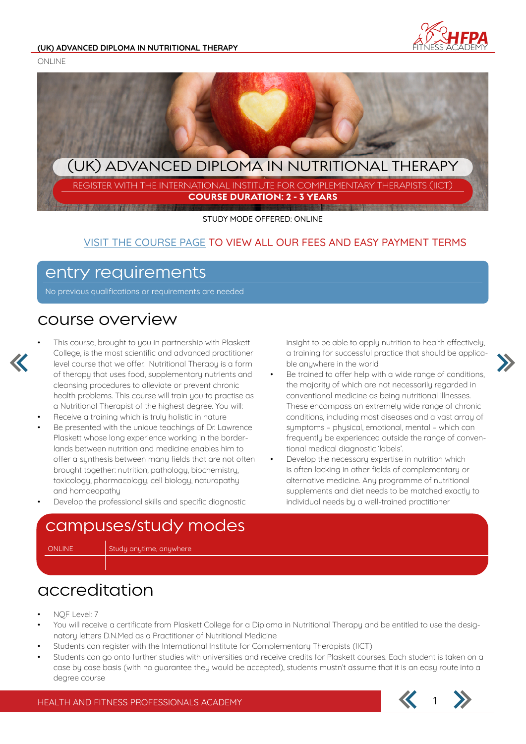ONLINE

# (UK) ADVANCED DIPLOMA IN NUTRITIONAL THERAPY

REGISTER WITH THE INTERNATIONAL INSTITUTE FOR COMPLEMENTARY THERAPISTS (IICT)

**COURSE DURATION: 2 - 3 YEARS**

STUDY MODE OFFERED: ONLINE

VISIT THE COURSE PAGE TO VIEW ALL OUR FEES AND EASY PAYMENT TERMS

## entry requirements

No previous qualifications or requirements are needed

## course overview

- This course, brought to you in partnership with Plaskett College, is the most scientific and advanced practitioner level course that we offer. Nutritional Therapy is a form of therapy that uses food, supplementary nutrients and cleansing procedures to alleviate or prevent chronic health problems. This course will train you to practise as a Nutritional Therapist of the highest degree. You will:
- Receive a training which is truly holistic in nature
- Be presented with the unique teachings of Dr. Lawrence Plaskett whose long experience working in the borderlands between nutrition and medicine enables him to offer a synthesis between many fields that are not often brought together: nutrition, pathology, biochemistry, toxicology, pharmacology, cell biology, naturopathy and homoeopathy
- Develop the professional skills and specific diagnostic insight to be able to apply nutrition to health effectively, a training for successful practice that should be applicable anywhere in the world
- Be trained to offer help with a wide range of conditions, the majority of which are not necessarily regarded in conventional medicine as being nutritional illnesses. These encompass an extremely wide range of chronic conditions, including most diseases and a vast array of symptoms – physical, emotional, mental – which can frequently be experienced outside the range of conventional medical diagnostic 'labels'.
- Develop the necessary expertise in nutrition which is often lacking in other fields of complementary or alternative medicine. Any programme of nutritional supplements and diet needs to be matched exactly to individual needs by a well-trained practitioner

## campuses/study modes

| ONLINE | Study anytime, anywhere |
|---|---|

## accreditation

- NQF Level: 7
- You will receive a certificate from Plaskett College for a Diploma in Nutritional Therapy and be entitled to use the designatory letters D.N.Med as a Practitioner of Nutritional Medicine
- Students can register with the International Institute for Complementary Therapists (IICT)
- Students can go onto further studies with universities and receive credits for Plaskett courses. Each student is taken on a case by case basis (with no guarantee they would be accepted), students mustn't assume that it is an easy route into a degree course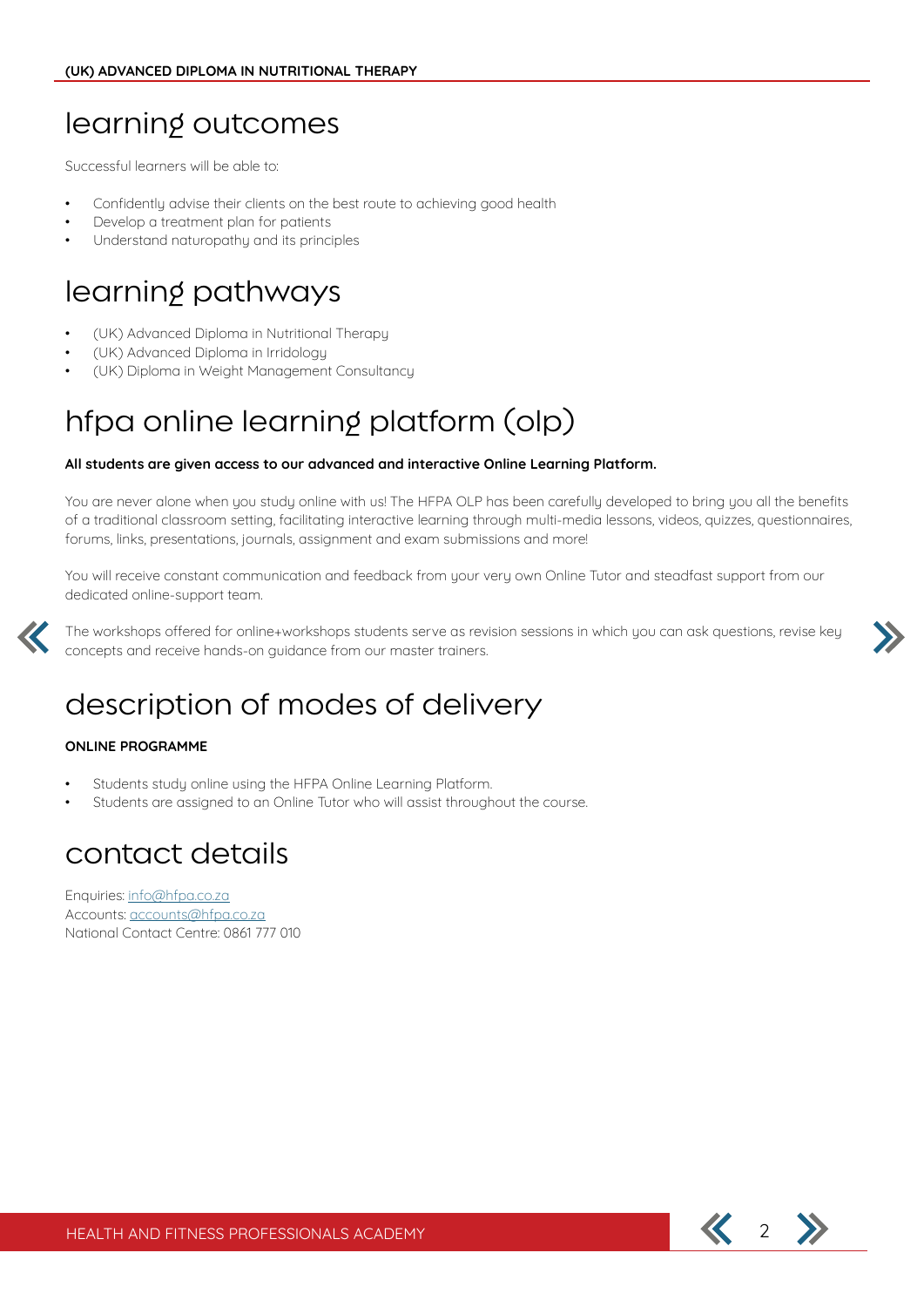## learning outcomes

Successful learners will be able to:

- Confidently advise their clients on the best route to achieving good health
- Develop a treatment plan for patients
- Understand naturopathy and its principles

## learning pathways

- (UK) Advanced Diploma in Nutritional Therapy
- (UK) Advanced Diploma in Irridology
- (UK) Diploma in Weight Management Consultancy

## hfpa online learning platform (olp)

**All students are given access to our advanced and interactive Online Learning Platform.**

You are never alone when you study online with us! The HFPA OLP has been carefully developed to bring you all the benefits of a traditional classroom setting, facilitating interactive learning through multi-media lessons, videos, quizzes, questionnaires, forums, links, presentations, journals, assignment and exam submissions and more!

You will receive constant communication and feedback from your very own Online Tutor and steadfast support from our dedicated online-support team.

The workshops offered for online+workshops students serve as revision sessions in which you can ask questions, revise key concepts and receive hands-on guidance from our master trainers.

## description of modes of delivery

**ONLINE PROGRAMME**

- Students study online using the HFPA Online Learning Platform.
- Students are assigned to an Online Tutor who will assist throughout the course.

## contact details

Enquiries: info@hfpa.co.za
Accounts: accounts@hfpa.co.za
National Contact Centre: 0861 777 010